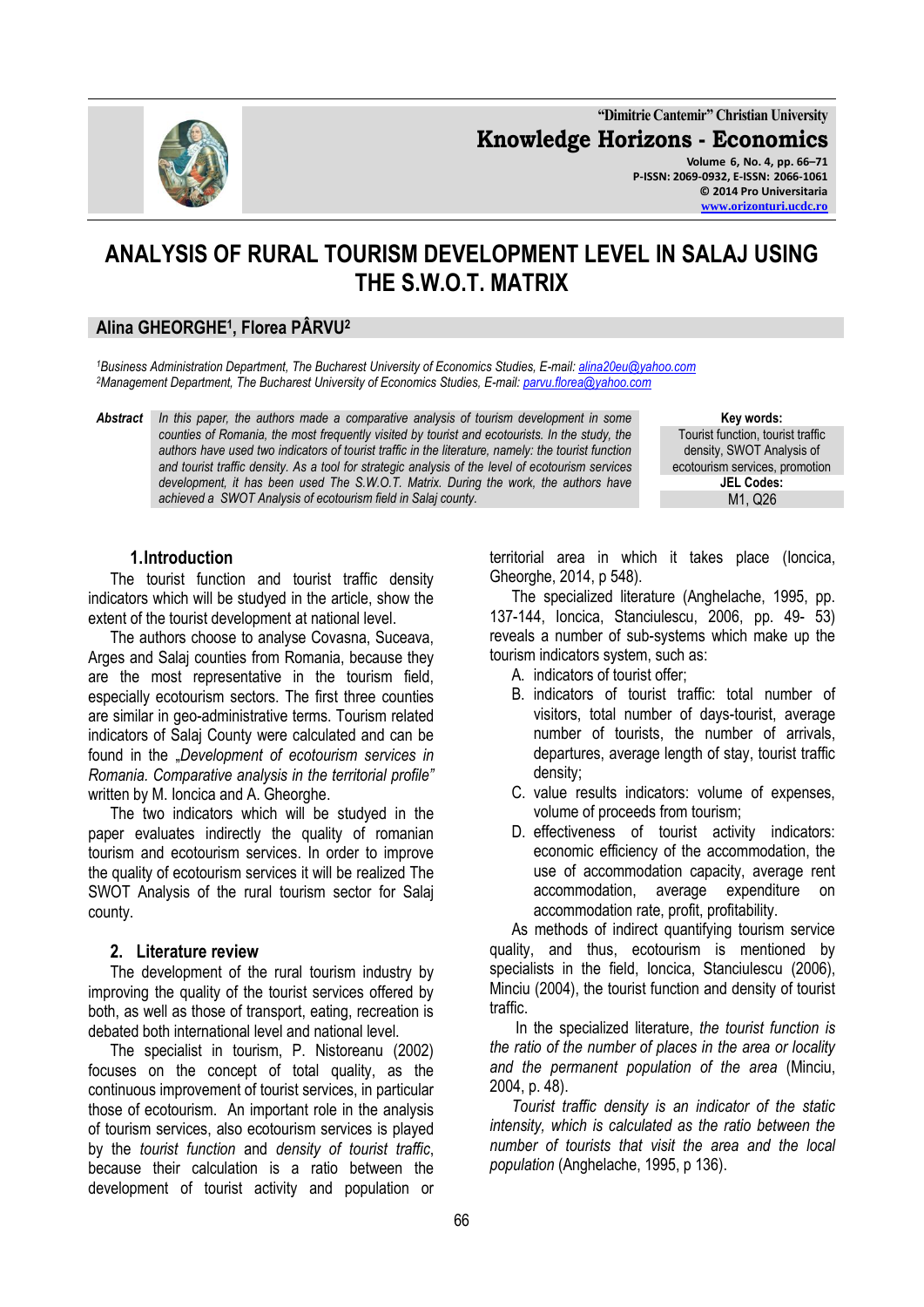# ANALYSIS OF RURAL TOURISM DEVELOPMENT LEVEL IN SALAJ USING THE S.W.O.T. MATRIX

**Alina GHEORGHE[1], Florea PÂRVU[2]**

*[1]Business Administration Department, The Bucharest University of Economics Studies, E-mail: alina20eu@yahoo.com*
*[2]Management Department, The Bucharest University of Economics Studies, E-mail: parvu.florea@yahoo.com*

**Abstract** *In this paper, the authors made a comparative analysis of tourism development in some counties of Romania, the most frequently visited by tourist and ecotourists. In the study, the authors have used two indicators of tourist traffic in the literature, namely: the tourist function and tourist traffic density. As a tool for strategic analysis of the level of ecotourism services development, it has been used The S.W.O.T. Matrix. During the work, the authors have achieved a SWOT Analysis of ecotourism field in Salaj county.*

**Key words:** Tourist function, tourist traffic density, SWOT Analysis of ecotourism services, promotion

**JEL Codes:** M1, Q26

## 1. Introduction

The tourist function and tourist traffic density indicators which will be studyed in the article, show the extent of the tourist development at national level.

The authors choose to analyse Covasna, Suceava, Arges and Salaj counties from Romania, because they are the most representative in the tourism field, especially ecotourism sectors. The first three counties are similar in geo-administrative terms. Tourism related indicators of Salaj County were calculated and can be found in the *„Development of ecotourism services in Romania. Comparative analysis in the territorial profile"* written by M. Ioncica and A. Gheorghe.

The two indicators which will be studied in the paper evaluates indirectly the quality of romanian tourism and ecotourism services. In order to improve the quality of ecotourism services it will be realized The SWOT Analysis of the rural tourism sector for Salaj county.

## 2. Literature review

The development of the rural tourism industry by improving the quality of the tourist services offered by both, as well as those of transport, eating, recreation is debated both international level and national level.

The specialist in tourism, P. Nistoreanu (2002) focuses on the concept of total quality, as the continuous improvement of tourist services, in particular those of ecotourism. An important role in the analysis of tourism services, also ecotourism services is played by the *tourist function* and *density of tourist traffic*, because their calculation is a ratio between the development of tourist activity and population or territorial area in which it takes place (Ioncica, Gheorghe, 2014, p 548).

The specialized literature (Anghelache, 1995, pp. 137-144, Ioncica, Stanciulescu, 2006, pp. 49- 53) reveals a number of sub-systems which make up the tourism indicators system, such as:

A. indicators of tourist offer;
B. indicators of tourist traffic: total number of visitors, total number of days-tourist, average number of tourists, the number of arrivals, departures, average length of stay, tourist traffic density;
C. value results indicators: volume of expenses, volume of proceeds from tourism;
D. effectiveness of tourist activity indicators: economic efficiency of the accommodation, the use of accommodation capacity, average rent accommodation, average expenditure on accommodation rate, profit, profitability.

As methods of indirect quantifying tourism service quality, and thus, ecotourism is mentioned by specialists in the field, Ioncica, Stanciulescu (2006), Minciu (2004), the tourist function and density of tourist traffic.

In the specialized literature, *the tourist function is the ratio of the number of places in the area or locality and the permanent population of the area* (Minciu, 2004, p. 48).

*Tourist traffic density is an indicator of the static intensity, which is calculated as the ratio between the number of tourists that visit the area and the local population* (Anghelache, 1995, p 136).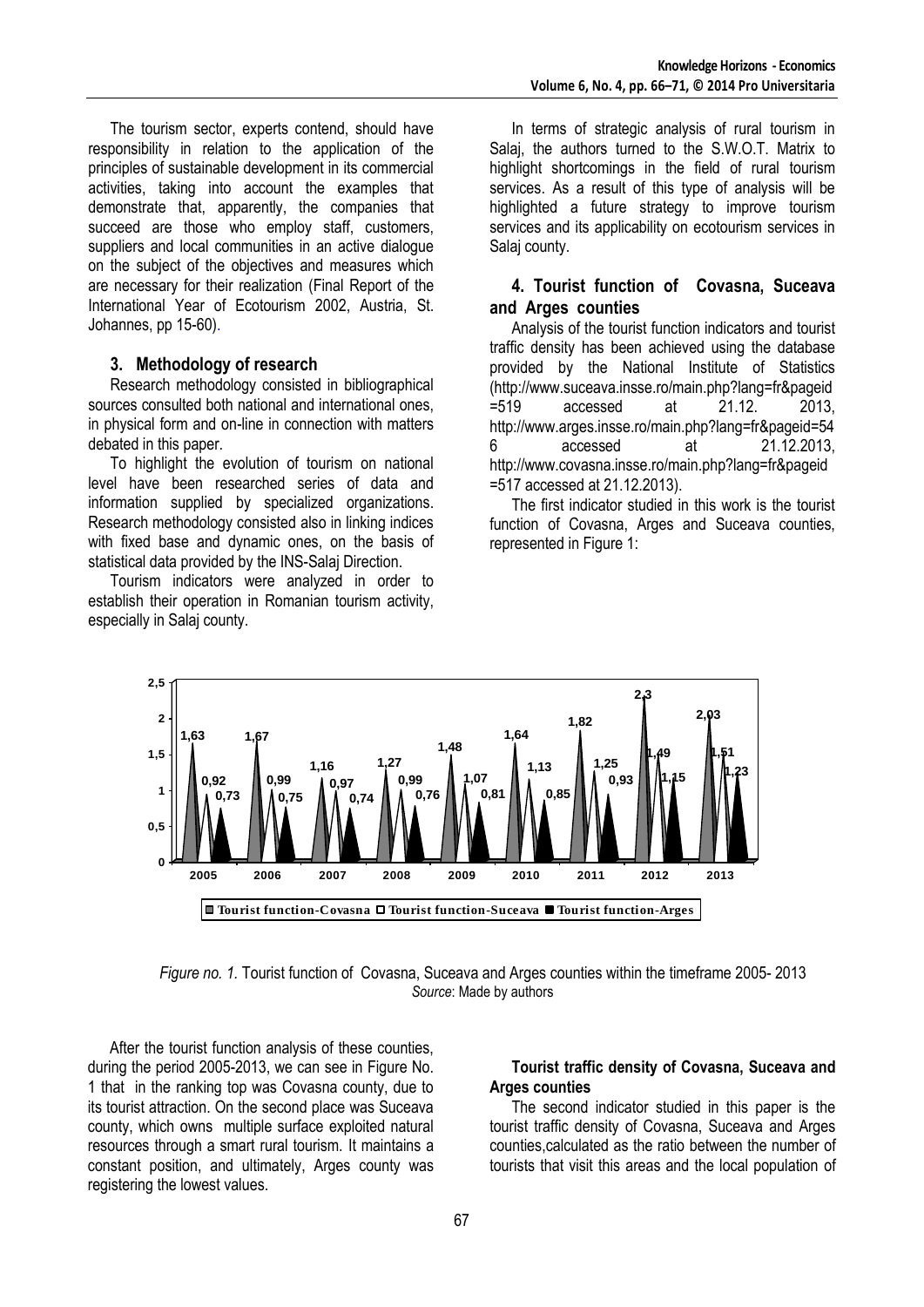The tourism sector, experts contend, should have responsibility in relation to the application of the principles of sustainable development in its commercial activities, taking into account the examples that demonstrate that, apparently, the companies that succeed are those who employ staff, customers, suppliers and local communities in an active dialogue on the subject of the objectives and measures which are necessary for their realization (Final Report of the International Year of Ecotourism 2002, Austria, St. Johannes, pp 15-60).

## 3. Methodology of research

Research methodology consisted in bibliographical sources consulted both national and international ones, in physical form and on-line in connection with matters debated in this paper.

To highlight the evolution of tourism on national level have been researched series of data and information supplied by specialized organizations. Research methodology consisted also in linking indices with fixed base and dynamic ones, on the basis of statistical data provided by the INS-Salaj Direction.

Tourism indicators were analyzed in order to establish their operation in Romanian tourism activity, especially in Salaj county.

In terms of strategic analysis of rural tourism in Salaj, the authors turned to the S.W.O.T. Matrix to highlight shortcomings in the field of rural tourism services. As a result of this type of analysis will be highlighted a future strategy to improve tourism services and its applicability on ecotourism services in Salaj county.

## 4. Tourist function of Covasna, Suceava and Arges counties

Analysis of the tourist function indicators and tourist traffic density has been achieved using the database provided by the National Institute of Statistics (http://www.suceava.insse.ro/main.php?lang=fr&pageid=519 accessed at 21.12. 2013, http://www.arges.insse.ro/main.php?lang=fr&pageid=546 accessed at 21.12.2013, http://www.covasna.insse.ro/main.php?lang=fr&pageid=517 accessed at 21.12.2013).

The first indicator studied in this work is the tourist function of Covasna, Arges and Suceava counties, represented in Figure 1:

| Year | Tourist function-Covasna | Tourist function-Suceava | Tourist function-Arges |
|---|---|---|---|
| 2005 | 1,63 | 0,92 | 0,73 |
| 2006 | 1,67 | 0,99 | 0,75 |
| 2007 | 1,16 | 0,97 | 0,74 |
| 2008 | 1,27 | 0,99 | 0,76 |
| 2009 | 1,48 | 1,07 | 0,81 |
| 2010 | 1,64 | 1,13 | 0,85 |
| 2011 | 1,82 | 1,25 | 0,93 |
| 2012 | 2,3 | 1,49 | 1,15 |
| 2013 | 2,03 | 1,51 | 1,23 |

*Figure no. 1.* Tourist function of Covasna, Suceava and Arges counties within the timeframe 2005- 2013
*Source*: Made by authors

After the tourist function analysis of these counties, during the period 2005-2013, we can see in Figure No. 1 that in the ranking top was Covasna county, due to its tourist attraction. On the second place was Suceava county, which owns multiple surface exploited natural resources through a smart rural tourism. It maintains a constant position, and ultimately, Arges county was registering the lowest values.

### Tourist traffic density of Covasna, Suceava and Arges counties

The second indicator studied in this paper is the tourist traffic density of Covasna, Suceava and Arges counties,calculated as the ratio between the number of tourists that visit this areas and the local population of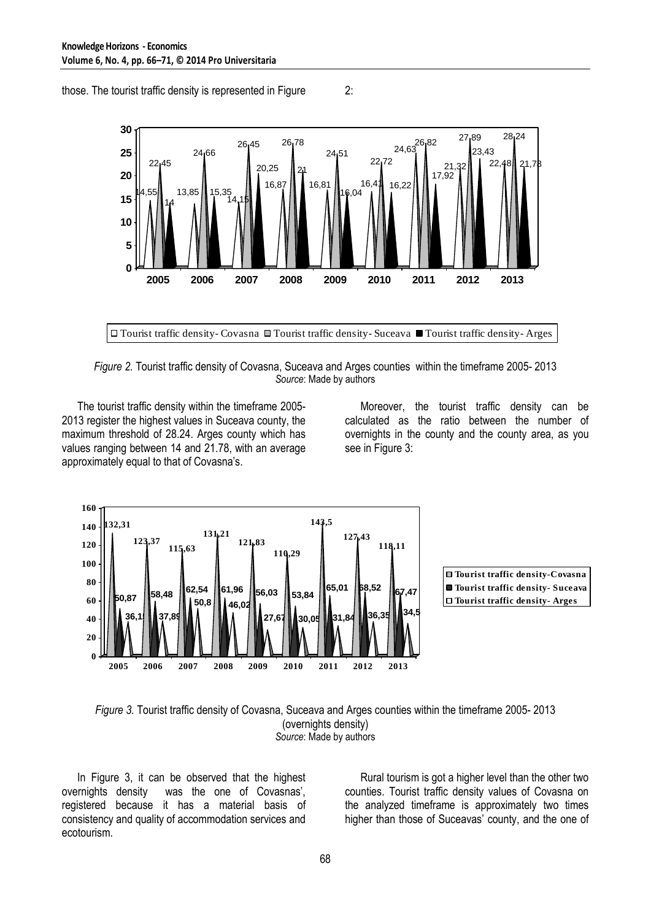those. The tourist traffic density is represented in Figure 2:

*Figure 2.* Tourist traffic density of Covasna, Suceava and Arges counties within the timeframe 2005- 2013
*Source*: Made by authors

The tourist traffic density within the timeframe 2005-2013 register the highest values in Suceava county, the maximum threshold of 28.24. Arges county which has values ranging between 14 and 21.78, with an average approximately equal to that of Covasna's.

Moreover, the tourist traffic density can be calculated as the ratio between the number of overnights in the county and the county area, as you see in Figure 3:

*Figure 3.* Tourist traffic density of Covasna, Suceava and Arges counties within the timeframe 2005- 2013 (overnights density)
*Source*: Made by authors

In Figure 3, it can be observed that the highest overnights density was the one of Covasnas', registered because it has a material basis of consistency and quality of accommodation services and ecotourism.

Rural tourism is got a higher level than the other two counties. Tourist traffic density values of Covasna on the analyzed timeframe is approximately two times higher than those of Suceavas' county, and the one of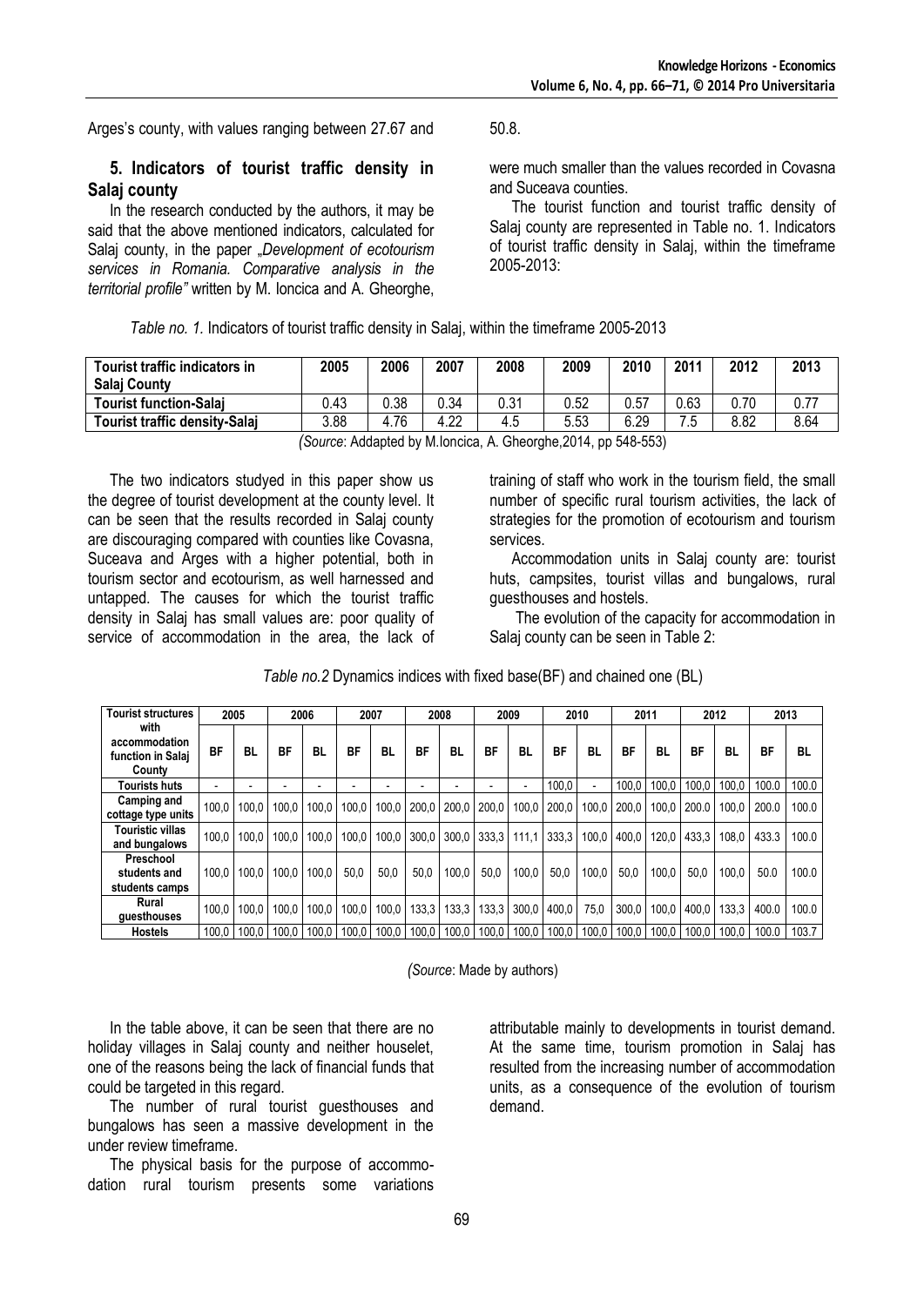Arges's county, with values ranging between 27.67 and 50.8.

## 5. Indicators of tourist traffic density in Salaj county

In the research conducted by the authors, it may be said that the above mentioned indicators, calculated for Salaj county, in the paper „*Development of ecotourism services in Romania. Comparative analysis in the territorial profile"* written by M. Ioncica and A. Gheorghe, were much smaller than the values recorded in Covasna and Suceava counties.

The tourist function and tourist traffic density of Salaj county are represented in Table no. 1. Indicators of tourist traffic density in Salaj, within the timeframe 2005-2013:

*Table no. 1.* Indicators of tourist traffic density in Salaj, within the timeframe 2005-2013

| Tourist traffic indicators in Salaj County | 2005 | 2006 | 2007 | 2008 | 2009 | 2010 | 2011 | 2012 | 2013 |
|---|---|---|---|---|---|---|---|---|---|
| Tourist function-Salaj | 0.43 | 0.38 | 0.34 | 0.31 | 0.52 | 0.57 | 0.63 | 0.70 | 0.77 |
| Tourist traffic density-Salaj | 3.88 | 4.76 | 4.22 | 4.5 | 5.53 | 6.29 | 7.5 | 8.82 | 8.64 |

*(Source*: Addapted by M.Ioncica, A. Gheorghe,2014, pp 548-553)

The two indicators studyed in this paper show us the degree of tourist development at the county level. It can be seen that the results recorded in Salaj county are discouraging compared with counties like Covasna, Suceava and Arges with a higher potential, both in tourism sector and ecotourism, as well harnessed and untapped. The causes for which the tourist traffic density in Salaj has small values are: poor quality of service of accommodation in the area, the lack of training of staff who work in the tourism field, the small number of specific rural tourism activities, the lack of strategies for the promotion of ecotourism and tourism services.

Accommodation units in Salaj county are: tourist huts, campsites, tourist villas and bungalows, rural guesthouses and hostels.

The evolution of the capacity for accommodation in Salaj county can be seen in Table 2:

*Table no.2* Dynamics indices with fixed base(BF) and chained one (BL)

| Tourist structures with accommodation function in Salaj County | 2005 | | 2006 | | 2007 | | 2008 | | 2009 | | 2010 | | 2011 | | 2012 | | 2013 | |
|---|---|---|---|---|---|---|---|---|---|---|---|---|---|---|---|---|---|---|
| | BF | BL | BF | BL | BF | BL | BF | BL | BF | BL | BF | BL | BF | BL | BF | BL | BF | BL |
| Tourists huts | - | - | - | - | - | - | - | - | - | - | 100,0 | - | 100,0 | 100,0 | 100,0 | 100,0 | 100.0 | 100.0 |
| Camping and cottage type units | 100,0 | 100,0 | 100,0 | 100,0 | 100,0 | 100,0 | 200,0 | 200,0 | 200,0 | 100,0 | 200,0 | 100,0 | 200,0 | 100,0 | 200.0 | 100,0 | 200.0 | 100.0 |
| Touristic villas and bungalows | 100,0 | 100,0 | 100,0 | 100,0 | 100,0 | 100,0 | 300,0 | 300,0 | 333,3 | 111,1 | 333,3 | 100,0 | 400,0 | 120,0 | 433,3 | 108,0 | 433.3 | 100.0 |
| Preschool students and students camps | 100,0 | 100,0 | 100,0 | 100,0 | 50,0 | 50,0 | 50,0 | 100,0 | 50,0 | 100,0 | 50,0 | 100,0 | 50,0 | 100,0 | 50,0 | 100,0 | 50.0 | 100.0 |
| Rural guesthouses | 100,0 | 100,0 | 100,0 | 100,0 | 100,0 | 100,0 | 133,3 | 133,3 | 133,3 | 300,0 | 400,0 | 75,0 | 300,0 | 100,0 | 400,0 | 133,3 | 400.0 | 100.0 |
| Hostels | 100,0 | 100,0 | 100,0 | 100,0 | 100,0 | 100,0 | 100,0 | 100,0 | 100,0 | 100,0 | 100,0 | 100,0 | 100,0 | 100,0 | 100,0 | 100,0 | 100.0 | 103.7 |

*(Source*: Made by authors)

In the table above, it can be seen that there are no holiday villages in Salaj county and neither houselet, one of the reasons being the lack of financial funds that could be targeted in this regard.

The number of rural tourist guesthouses and bungalows has seen a massive development in the under review timeframe.

The physical basis for the purpose of accommodation rural tourism presents some variations attributable mainly to developments in tourist demand. At the same time, tourism promotion in Salaj has resulted from the increasing number of accommodation units, as a consequence of the evolution of tourism demand.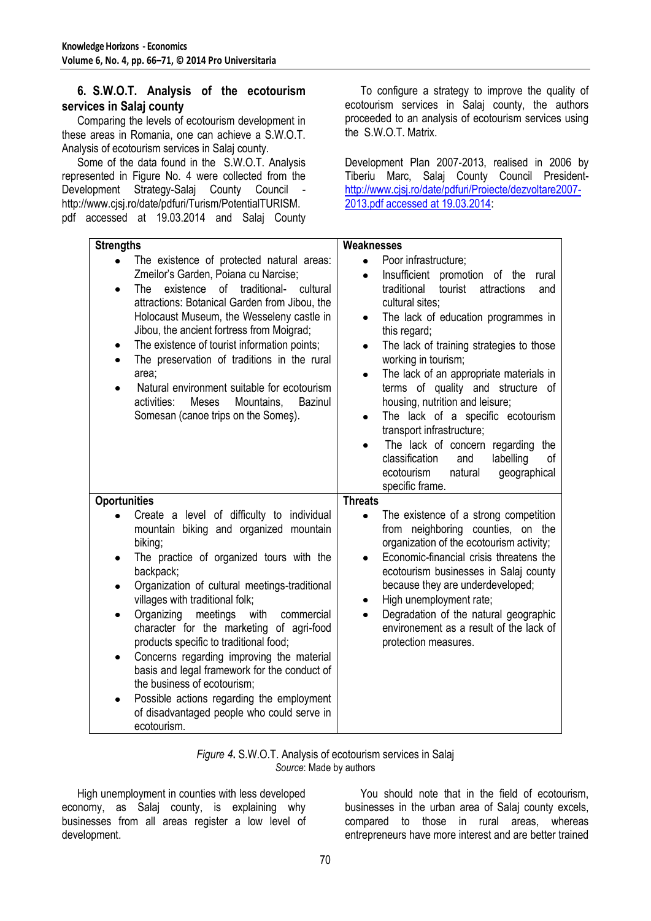## 6. S.W.O.T. Analysis of the ecotourism services in Salaj county

Comparing the levels of ecotourism development in these areas in Romania, one can achieve a S.W.O.T. Analysis of ecotourism services in Salaj county.

Some of the data found in the S.W.O.T. Analysis represented in Figure No. 4 were collected from the Development Strategy-Salaj County Council - http://www.cjsj.ro/date/pdfuri/Turism/PotentialTURISM.pdf accessed at 19.03.2014 and Salaj County Development Plan 2007-2013, realised in 2006 by Tiberiu Marc, Salaj County Council President- http://www.cjsj.ro/date/pdfuri/Proiecte/dezvoltare2007-2013.pdf accessed at 19.03.2014:

To configure a strategy to improve the quality of ecotourism services in Salaj county, the authors proceeded to an analysis of ecotourism services using the S.W.O.T. Matrix.

| **Strengths** | **Weaknesses** |
| --- | --- |
| • The existence of protected natural areas: Zmeilor's Garden, Poiana cu Narcise;<br>• The existence of traditional- cultural attractions: Botanical Garden from Jibou, the Holocaust Museum, the Wesseleny castle in Jibou, the ancient fortress from Moigrad;<br>• The existence of tourist information points;<br>• The preservation of traditions in the rural area;<br>• Natural environment suitable for ecotourism activities: Meses Mountains, Bazinul Somesan (canoe trips on the Someş). | • Poor infrastructure;<br>• Insufficient promotion of the rural traditional tourist attractions and cultural sites;<br>• The lack of education programmes in this regard;<br>• The lack of training strategies to those working in tourism;<br>• The lack of an appropriate materials in terms of quality and structure of housing, nutrition and leisure;<br>• The lack of a specific ecotourism transport infrastructure;<br>• The lack of concern regarding the classification and labelling of ecotourism natural geographical specific frame. |
| **Oportunities** | **Threats** |
| • Create a level of difficulty to individual mountain biking and organized mountain biking;<br>• The practice of organized tours with the backpack;<br>• Organization of cultural meetings-traditional villages with traditional folk;<br>• Organizing meetings with commercial character for the marketing of agri-food products specific to traditional food;<br>• Concerns regarding improving the material basis and legal framework for the conduct of the business of ecotourism;<br>• Possible actions regarding the employment of disadvantaged people who could serve in ecotourism. | • The existence of a strong competition from neighboring counties, on the organization of the ecotourism activity;<br>• Economic-financial crisis threatens the ecotourism businesses in Salaj county because they are underdeveloped;<br>• High unemployment rate;<br>• Degradation of the natural geographic environement as a result of the lack of protection measures. |

*Figure 4*. S.W.O.T. Analysis of ecotourism services in Salaj
*Source*: Made by authors

High unemployment in counties with less developed economy, as Salaj county, is explaining why businesses from all areas register a low level of development.

You should note that in the field of ecotourism, businesses in the urban area of Salaj county excels, compared to those in rural areas, whereas entrepreneurs have more interest and are better trained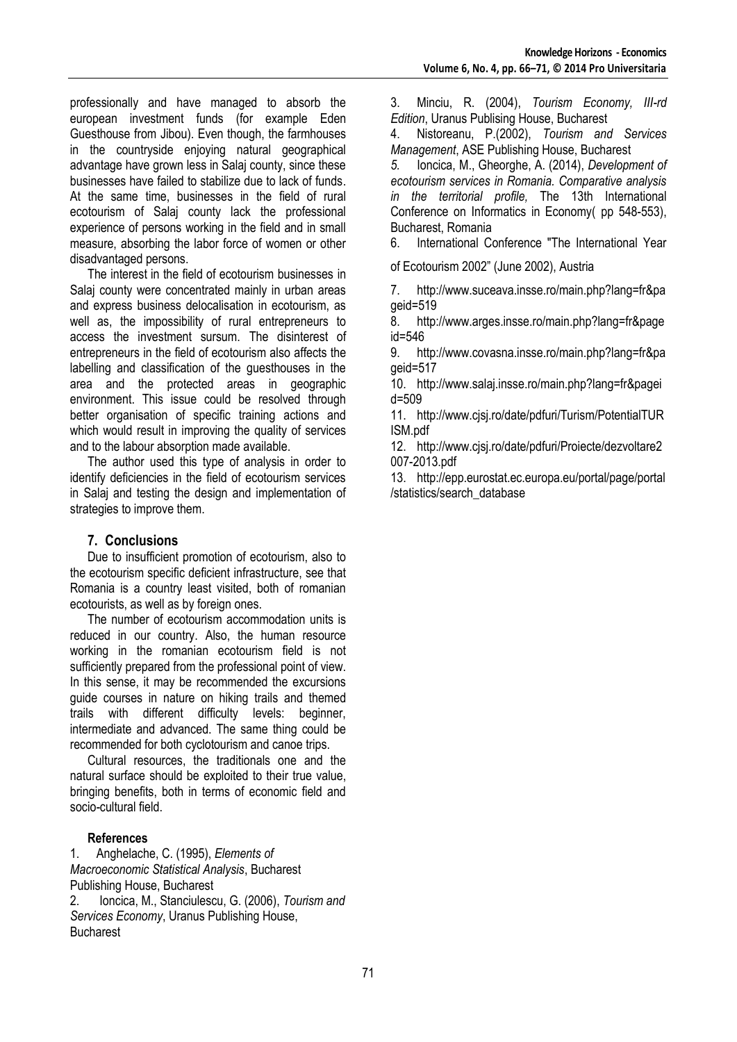professionally and have managed to absorb the european investment funds (for example Eden Guesthouse from Jibou). Even though, the farmhouses in the countryside enjoying natural geographical advantage have grown less in Salaj county, since these businesses have failed to stabilize due to lack of funds. At the same time, businesses in the field of rural ecotourism of Salaj county lack the professional experience of persons working in the field and in small measure, absorbing the labor force of women or other disadvantaged persons.

The interest in the field of ecotourism businesses in Salaj county were concentrated mainly in urban areas and express business delocalisation in ecotourism, as well as, the impossibility of rural entrepreneurs to access the investment sursum. The disinterest of entrepreneurs in the field of ecotourism also affects the labelling and classification of the guesthouses in the area and the protected areas in geographic environment. This issue could be resolved through better organisation of specific training actions and which would result in improving the quality of services and to the labour absorption made available.

The author used this type of analysis in order to identify deficiencies in the field of ecotourism services in Salaj and testing the design and implementation of strategies to improve them.

## 7. Conclusions

Due to insufficient promotion of ecotourism, also to the ecotourism specific deficient infrastructure, see that Romania is a country least visited, both of romanian ecotourists, as well as by foreign ones.

The number of ecotourism accommodation units is reduced in our country. Also, the human resource working in the romanian ecotourism field is not sufficiently prepared from the professional point of view. In this sense, it may be recommended the excursions guide courses in nature on hiking trails and themed trails with different difficulty levels: beginner, intermediate and advanced. The same thing could be recommended for both cyclotourism and canoe trips.

Cultural resources, the traditionals one and the natural surface should be exploited to their true value, bringing benefits, both in terms of economic field and socio-cultural field.

### References

1. Anghelache, C. (1995), *Elements of Macroeconomic Statistical Analysis*, Bucharest Publishing House, Bucharest
2. Ioncica, M., Stanciulescu, G. (2006), *Tourism and Services Economy*, Uranus Publishing House, Bucharest
3. Minciu, R. (2004), *Tourism Economy, III-rd Edition*, Uranus Publising House, Bucharest
4. Nistoreanu, P.(2002), *Tourism and Services Management*, ASE Publishing House, Bucharest
5. Ioncica, M., Gheorghe, A. (2014), *Development of ecotourism services in Romania. Comparative analysis in the territorial profile,* The 13th International Conference on Informatics in Economy( pp 548-553), Bucharest, Romania
6. International Conference "The International Year of Ecotourism 2002" (June 2002), Austria
7. http://www.suceava.insse.ro/main.php?lang=fr&pageid=519
8. http://www.arges.insse.ro/main.php?lang=fr&pageid=546
9. http://www.covasna.insse.ro/main.php?lang=fr&pageid=517
10. http://www.salaj.insse.ro/main.php?lang=fr&pageid=509
11. http://www.cjsj.ro/date/pdfuri/Turism/PotentialTURISM.pdf
12. http://www.cjsj.ro/date/pdfuri/Proiecte/dezvoltare2007-2013.pdf
13. http://epp.eurostat.ec.europa.eu/portal/page/portal/statistics/search_database